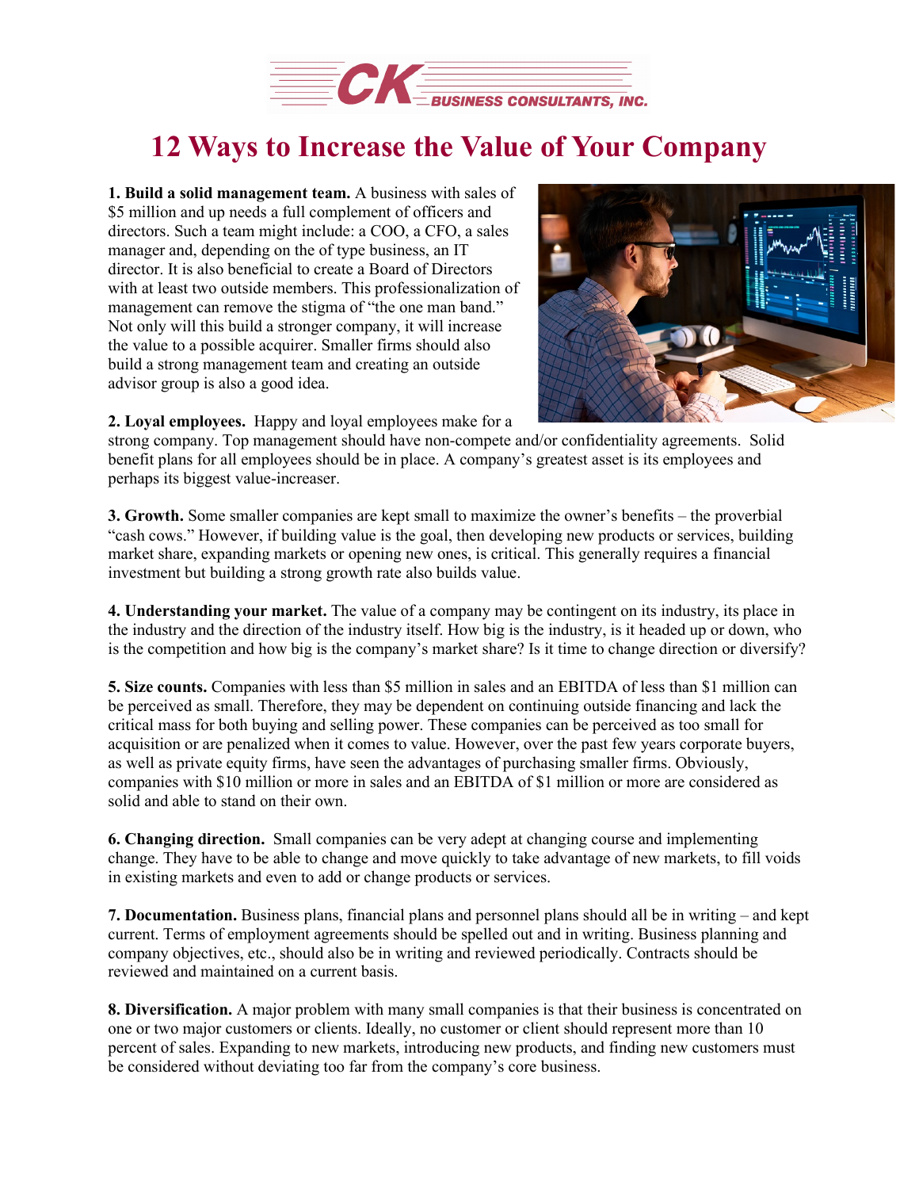CK BUSINESS CONSULTANTS, INC.

# 12 Ways to Increase the Value of Your Company

**1. Build a solid management team.** A business with sales of $5 million and up needs a full complement of officers and directors. Such a team might include: a COO, a CFO, a sales manager and, depending on the of type business, an IT director. It is also beneficial to create a Board of Directors with at least two outside members. This professionalization of management can remove the stigma of "the one man band." Not only will this build a stronger company, it will increase the value to a possible acquirer. Smaller firms should also build a strong management team and creating an outside advisor group is also a good idea.

**2. Loyal employees.** Happy and loyal employees make for a strong company. Top management should have non-compete and/or confidentiality agreements. Solid benefit plans for all employees should be in place. A company's greatest asset is its employees and perhaps its biggest value-increaser.

**3. Growth.** Some smaller companies are kept small to maximize the owner's benefits – the proverbial "cash cows." However, if building value is the goal, then developing new products or services, building market share, expanding markets or opening new ones, is critical. This generally requires a financial investment but building a strong growth rate also builds value.

**4. Understanding your market.** The value of a company may be contingent on its industry, its place in the industry and the direction of the industry itself. How big is the industry, is it headed up or down, who is the competition and how big is the company's market share? Is it time to change direction or diversify?

**5. Size counts.** Companies with less than $5 million in sales and an EBITDA of less than $1 million can be perceived as small. Therefore, they may be dependent on continuing outside financing and lack the critical mass for both buying and selling power. These companies can be perceived as too small for acquisition or are penalized when it comes to value. However, over the past few years corporate buyers, as well as private equity firms, have seen the advantages of purchasing smaller firms. Obviously, companies with $10 million or more in sales and an EBITDA of $1 million or more are considered as solid and able to stand on their own.

**6. Changing direction.** Small companies can be very adept at changing course and implementing change. They have to be able to change and move quickly to take advantage of new markets, to fill voids in existing markets and even to add or change products or services.

**7. Documentation.** Business plans, financial plans and personnel plans should all be in writing – and kept current. Terms of employment agreements should be spelled out and in writing. Business planning and company objectives, etc., should also be in writing and reviewed periodically. Contracts should be reviewed and maintained on a current basis.

**8. Diversification.** A major problem with many small companies is that their business is concentrated on one or two major customers or clients. Ideally, no customer or client should represent more than 10 percent of sales. Expanding to new markets, introducing new products, and finding new customers must be considered without deviating too far from the company's core business.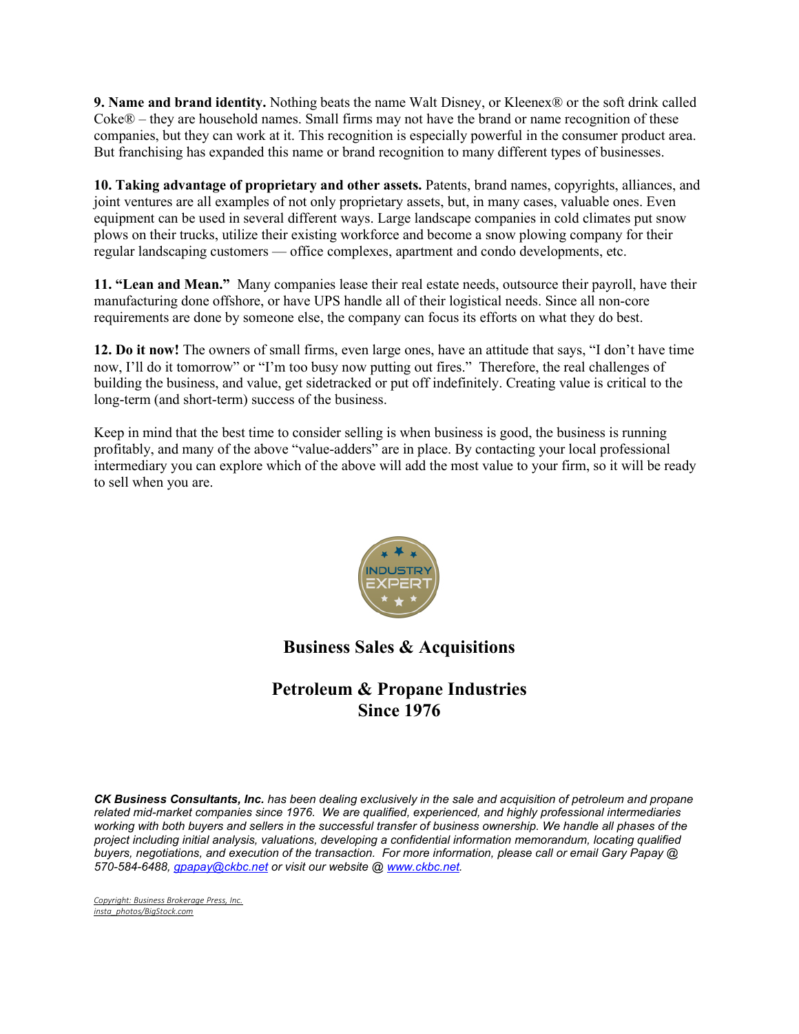**9. Name and brand identity.** Nothing beats the name Walt Disney, or Kleenex® or the soft drink called Coke® – they are household names. Small firms may not have the brand or name recognition of these companies, but they can work at it. This recognition is especially powerful in the consumer product area. But franchising has expanded this name or brand recognition to many different types of businesses.

**10. Taking advantage of proprietary and other assets.** Patents, brand names, copyrights, alliances, and joint ventures are all examples of not only proprietary assets, but, in many cases, valuable ones. Even equipment can be used in several different ways. Large landscape companies in cold climates put snow plows on their trucks, utilize their existing workforce and become a snow plowing company for their regular landscaping customers — office complexes, apartment and condo developments, etc.

**11. "Lean and Mean."** Many companies lease their real estate needs, outsource their payroll, have their manufacturing done offshore, or have UPS handle all of their logistical needs. Since all non-core requirements are done by someone else, the company can focus its efforts on what they do best.

**12. Do it now!** The owners of small firms, even large ones, have an attitude that says, "I don't have time now, I'll do it tomorrow" or "I'm too busy now putting out fires." Therefore, the real challenges of building the business, and value, get sidetracked or put off indefinitely. Creating value is critical to the long-term (and short-term) success of the business.

Keep in mind that the best time to consider selling is when business is good, the business is running profitably, and many of the above "value-adders" are in place. By contacting your local professional intermediary you can explore which of the above will add the most value to your firm, so it will be ready to sell when you are.

INDUSTRY EXPERT

**Business Sales & Acquisitions**

**Petroleum & Propane Industries**
**Since 1976**

***CK Business Consultants, Inc.*** *has been dealing exclusively in the sale and acquisition of petroleum and propane related mid-market companies since 1976. We are qualified, experienced, and highly professional intermediaries working with both buyers and sellers in the successful transfer of business ownership. We handle all phases of the project including initial analysis, valuations, developing a confidential information memorandum, locating qualified buyers, negotiations, and execution of the transaction. For more information, please call or email Gary Papay @ 570-584-6488, gpapay@ckbc.net or visit our website @ www.ckbc.net.*

*Copyright: Business Brokerage Press, Inc.*
*insta_photos/BigStock.com*